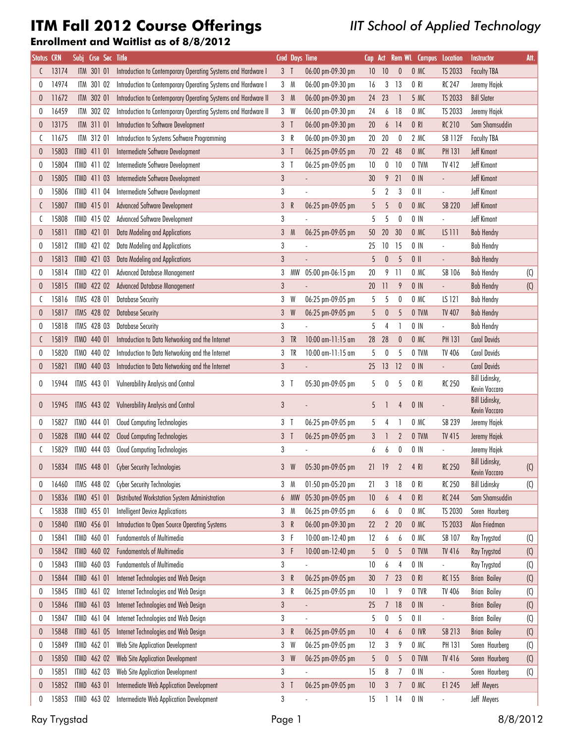# ITM Fall 2012 Course Offerings

*IIT School of Applied Technology*

### Enrollment and Waitlist as of 8/8/2012

| Status | CRN | Subj | Crse | Sec | Title | Cred | Days | Time | Cap | Act | Rem | WL | Campus | Location | Instructor | Att. |
|---|---|---|---|---|---|---|---|---|---|---|---|---|---|---|---|---|
| C | 13174 | ITM | 301 | 01 | Introduction to Contemporary Operating Systems and Hardware I | 3 | T | 06:00 pm-09:30 pm | 10 | 10 | 0 | 0 | MC | TS 2033 | Faculty TBA | |
| O | 14974 | ITM | 301 | 02 | Introduction to Contemporary Operating Systems and Hardware I | 3 | M | 06:00 pm-09:30 pm | 16 | 3 | 13 | 0 | RI | RC 247 | Jeremy Hajek | |
| O | 11672 | ITM | 302 | 01 | Introduction to Contemporary Operating Systems and Hardware II | 3 | M | 06:00 pm-09:30 pm | 24 | 23 | 1 | 5 | MC | TS 2033 | Bill Slater | |
| O | 16459 | ITM | 302 | 02 | Introduction to Contemporary Operating Systems and Hardware II | 3 | W | 06:00 pm-09:30 pm | 24 | 6 | 18 | 0 | MC | TS 2033 | Jeremy Hajek | |
| O | 13175 | ITM | 311 | 01 | Introduction to Software Development | 3 | T | 06:00 pm-09:30 pm | 20 | 6 | 14 | 0 | RI | RC 210 | Sam Shamsuddin | |
| C | 11675 | ITM | 312 | 01 | Introduction to Systems Software Programming | 3 | R | 06:00 pm-09:30 pm | 20 | 20 | 0 | 2 | MC | SB 112F | Faculty TBA | |
| O | 15803 | ITMD | 411 | 01 | Intermediate Software Development | 3 | T | 06:25 pm-09:05 pm | 70 | 22 | 48 | 0 | MC | PH 131 | Jeff Kimont | |
| O | 15804 | ITMD | 411 | 02 | Intermediate Software Development | 3 | T | 06:25 pm-09:05 pm | 10 | 0 | 10 | 0 | TVM | TV 412 | Jeff Kimont | |
| O | 15805 | ITMD | 411 | 03 | Intermediate Software Development | 3 | | - | 30 | 9 | 21 | 0 | IN | - | Jeff Kimont | |
| O | 15806 | ITMD | 411 | 04 | Intermediate Software Development | 3 | | - | 5 | 2 | 3 | 0 | II | - | Jeff Kimont | |
| C | 15807 | ITMD | 415 | 01 | Advanced Software Development | 3 | R | 06:25 pm-09:05 pm | 5 | 5 | 0 | 0 | MC | SB 220 | Jeff Kimont | |
| C | 15808 | ITMD | 415 | 02 | Advanced Software Development | 3 | | - | 5 | 5 | 0 | 0 | IN | - | Jeff Kimont | |
| O | 15811 | ITMD | 421 | 01 | Data Modeling and Applications | 3 | M | 06:25 pm-09:05 pm | 50 | 20 | 30 | 0 | MC | LS 111 | Bob Hendry | |
| O | 15812 | ITMD | 421 | 02 | Data Modeling and Applications | 3 | | - | 25 | 10 | 15 | 0 | IN | - | Bob Hendry | |
| O | 15813 | ITMD | 421 | 03 | Data Modeling and Applications | 3 | | - | 5 | 0 | 5 | 0 | II | - | Bob Hendry | |
| O | 15814 | ITMD | 422 | 01 | Advanced Database Management | 3 | MW | 05:00 pm-06:15 pm | 20 | 9 | 11 | 0 | MC | SB 106 | Bob Hendry | (C) |
| O | 15815 | ITMD | 422 | 02 | Advanced Database Management | 3 | | - | 20 | 11 | 9 | 0 | IN | - | Bob Hendry | (C) |
| C | 15816 | ITMS | 428 | 01 | Database Security | 3 | W | 06:25 pm-09:05 pm | 5 | 5 | 0 | 0 | MC | LS 121 | Bob Hendry | |
| O | 15817 | ITMS | 428 | 02 | Database Security | 3 | W | 06:25 pm-09:05 pm | 5 | 0 | 5 | 0 | TVM | TV 407 | Bob Hendry | |
| O | 15818 | ITMS | 428 | 03 | Database Security | 3 | | - | 5 | 4 | 1 | 0 | IN | - | Bob Hendry | |
| C | 15819 | ITMO | 440 | 01 | Introduction to Data Networking and the Internet | 3 | TR | 10:00 am-11:15 am | 28 | 28 | 0 | 0 | MC | PH 131 | Carol Davids | |
| O | 15820 | ITMO | 440 | 02 | Introduction to Data Networking and the Internet | 3 | TR | 10:00 am-11:15 am | 5 | 0 | 5 | 0 | TVM | TV 406 | Carol Davids | |
| O | 15821 | ITMO | 440 | 03 | Introduction to Data Networking and the Internet | 3 | | - | 25 | 13 | 12 | 0 | IN | - | Carol Davids | |
| O | 15944 | ITMS | 443 | 01 | Vulnerability Analysis and Control | 3 | T | 05:30 pm-09:05 pm | 5 | 0 | 5 | 0 | RI | RC 250 | Bill Lidinsky, Kevin Vaccaro | |
| O | 15945 | ITMS | 443 | 02 | Vulnerability Analysis and Control | 3 | | - | 5 | 1 | 4 | 0 | IN | - | Bill Lidinsky, Kevin Vaccaro | |
| O | 15827 | ITMO | 444 | 01 | Cloud Computing Technologies | 3 | T | 06:25 pm-09:05 pm | 5 | 4 | 1 | 0 | MC | SB 239 | Jeremy Hajek | |
| O | 15828 | ITMO | 444 | 02 | Cloud Computing Technologies | 3 | T | 06:25 pm-09:05 pm | 3 | 1 | 2 | 0 | TVM | TV 415 | Jeremy Hajek | |
| C | 15829 | ITMO | 444 | 03 | Cloud Computing Technologies | 3 | | - | 6 | 6 | 0 | 0 | IN | - | Jeremy Hajek | |
| O | 15834 | ITMS | 448 | 01 | Cyber Security Technologies | 3 | W | 05:30 pm-09:05 pm | 21 | 19 | 2 | 4 | RI | RC 250 | Bill Lidinsky, Kevin Vaccaro | (C) |
| O | 16460 | ITMS | 448 | 02 | Cyber Security Technologies | 3 | M | 01:50 pm-05:20 pm | 21 | 3 | 18 | 0 | RI | RC 250 | Bill Lidinsky | (C) |
| O | 15836 | ITMO | 451 | 01 | Distributed Workstation System Administration | 6 | MW | 05:30 pm-09:05 pm | 10 | 6 | 4 | 0 | RI | RC 244 | Sam Shamsuddin | |
| C | 15838 | ITMD | 455 | 01 | Intelligent Device Applications | 3 | M | 06:25 pm-09:05 pm | 6 | 6 | 0 | 0 | MC | TS 2030 | Soren Haurberg | |
| O | 15840 | ITMO | 456 | 01 | Introduction to Open Source Operating Systems | 3 | R | 06:00 pm-09:30 pm | 22 | 2 | 20 | 0 | MC | TS 2033 | Alon Friedman | |
| O | 15841 | ITMD | 460 | 01 | Fundamentals of Multimedia | 3 | F | 10:00 am-12:40 pm | 12 | 6 | 6 | 0 | MC | SB 107 | Ray Trygstad | (C) |
| O | 15842 | ITMD | 460 | 02 | Fundamentals of Multimedia | 3 | F | 10:00 am-12:40 pm | 5 | 0 | 5 | 0 | TVM | TV 416 | Ray Trygstad | (C) |
| O | 15843 | ITMD | 460 | 03 | Fundamentals of Multimedia | 3 | | - | 10 | 6 | 4 | 0 | IN | - | Ray Trygstad | (C) |
| O | 15844 | ITMD | 461 | 01 | Internet Technologies and Web Design | 3 | R | 06:25 pm-09:05 pm | 30 | 7 | 23 | 0 | RI | RC 155 | Brian Bailey | (C) |
| O | 15845 | ITMD | 461 | 02 | Internet Technologies and Web Design | 3 | R | 06:25 pm-09:05 pm | 10 | 1 | 9 | 0 | TVR | TV 406 | Brian Bailey | (C) |
| O | 15846 | ITMD | 461 | 03 | Internet Technologies and Web Design | 3 | | - | 25 | 7 | 18 | 0 | IN | - | Brian Bailey | (C) |
| O | 15847 | ITMD | 461 | 04 | Internet Technologies and Web Design | 3 | | - | 5 | 0 | 5 | 0 | II | - | Brian Bailey | (C) |
| O | 15848 | ITMD | 461 | 05 | Internet Technologies and Web Design | 3 | R | 06:25 pm-09:05 pm | 10 | 4 | 6 | 0 | IVR | SB 213 | Brian Bailey | (C) |
| O | 15849 | ITMD | 462 | 01 | Web Site Application Development | 3 | W | 06:25 pm-09:05 pm | 12 | 3 | 9 | 0 | MC | PH 131 | Soren Haurberg | (C) |
| O | 15850 | ITMD | 462 | 02 | Web Site Application Development | 3 | W | 06:25 pm-09:05 pm | 5 | 0 | 5 | 0 | TVM | TV 416 | Soren Haurberg | (C) |
| O | 15851 | ITMD | 462 | 03 | Web Site Application Development | 3 | | - | 15 | 8 | 7 | 0 | IN | - | Soren Haurberg | (C) |
| O | 15852 | ITMD | 463 | 01 | Intermediate Web Application Development | 3 | T | 06:25 pm-09:05 pm | 10 | 3 | 7 | 0 | MC | E1 245 | Jeff Meyers | |
| O | 15853 | ITMD | 463 | 02 | Intermediate Web Application Development | 3 | | - | 15 | 1 | 14 | 0 | IN | - | Jeff Meyers | |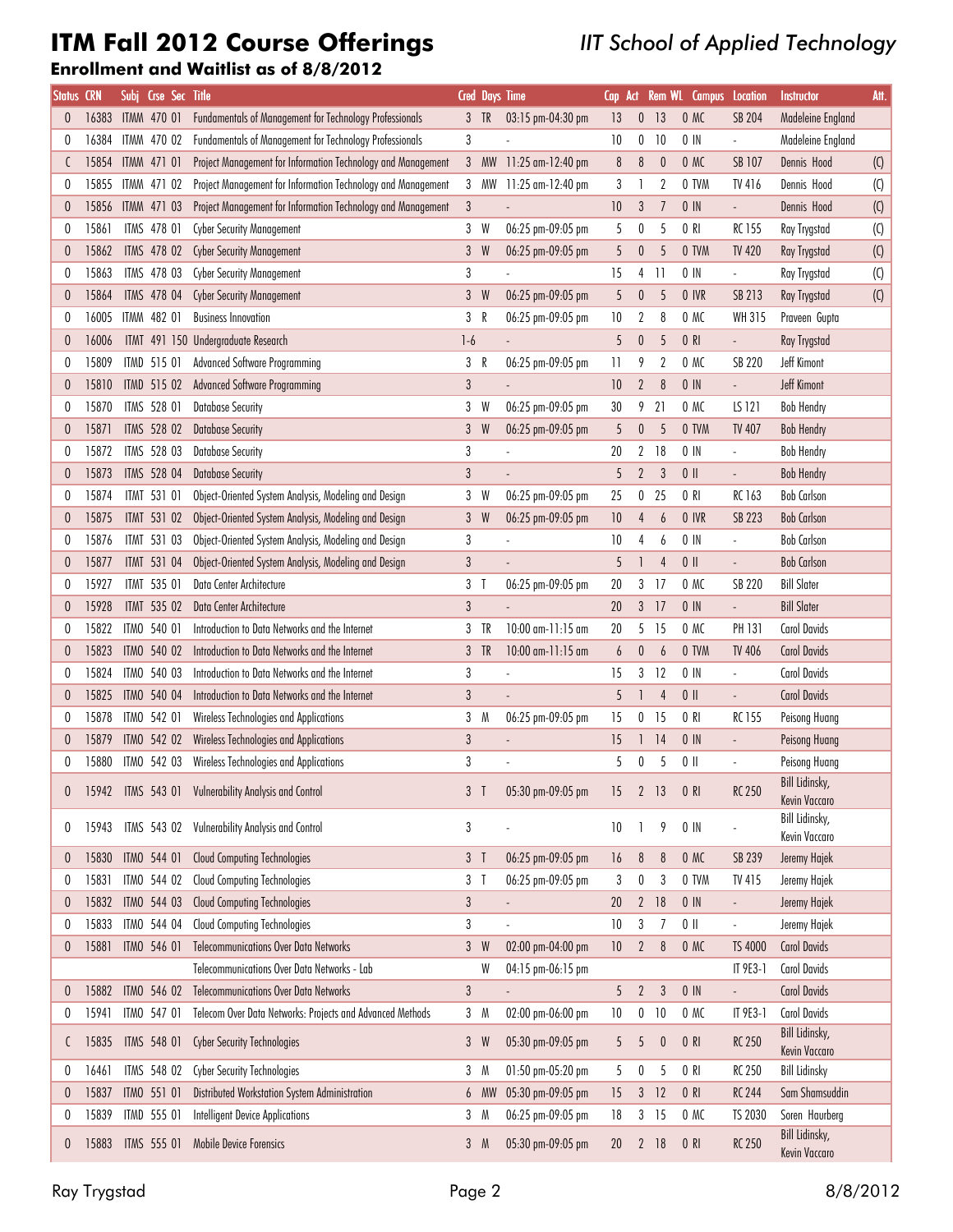# ITM Fall 2012 Course Offerings

*IIT School of Applied Technology*

**Enrollment and Waitlist as of 8/8/2012**

| Status | CRN | Subj | Crse | Sec | Title | Cred | Days | Time | Cap | Act | Rem | WL | Campus | Location | Instructor | Att. |
|---|---|---|---|---|---|---|---|---|---|---|---|---|---|---|---|---|
| O | 16383 | ITMM | 470 | 01 | Fundamentals of Management for Technology Professionals | 3 | TR | 03:15 pm-04:30 pm | 13 | 0 | 13 | 0 | MC | SB 204 | Madeleine England | |
| O | 16384 | ITMM | 470 | 02 | Fundamentals of Management for Technology Professionals | 3 | | - | 10 | 0 | 10 | 0 | IN | - | Madeleine England | |
| C | 15854 | ITMM | 471 | 01 | Project Management for Information Technology and Management | 3 | MW | 11:25 am-12:40 pm | 8 | 8 | 0 | 0 | MC | SB 107 | Dennis Hood | (C) |
| O | 15855 | ITMM | 471 | 02 | Project Management for Information Technology and Management | 3 | MW | 11:25 am-12:40 pm | 3 | 1 | 2 | 0 | TVM | TV 416 | Dennis Hood | (C) |
| O | 15856 | ITMM | 471 | 03 | Project Management for Information Technology and Management | 3 | | - | 10 | 3 | 7 | 0 | IN | - | Dennis Hood | (C) |
| O | 15861 | ITMS | 478 | 01 | Cyber Security Management | 3 | W | 06:25 pm-09:05 pm | 5 | 0 | 5 | 0 | RI | RC 155 | Ray Trygstad | (C) |
| O | 15862 | ITMS | 478 | 02 | Cyber Security Management | 3 | W | 06:25 pm-09:05 pm | 5 | 0 | 5 | 0 | TVM | TV 420 | Ray Trygstad | (C) |
| O | 15863 | ITMS | 478 | 03 | Cyber Security Management | 3 | | - | 15 | 4 | 11 | 0 | IN | - | Ray Trygstad | (C) |
| O | 15864 | ITMS | 478 | 04 | Cyber Security Management | 3 | W | 06:25 pm-09:05 pm | 5 | 0 | 5 | 0 | IVR | SB 213 | Ray Trygstad | (C) |
| O | 16005 | ITMM | 482 | 01 | Business Innovation | 3 | R | 06:25 pm-09:05 pm | 10 | 2 | 8 | 0 | MC | WH 315 | Praveen Gupta | |
| O | 16006 | ITMT | 491 | 150 | Undergraduate Research | 1-6 | | - | 5 | 0 | 5 | 0 | RI | - | Ray Trygstad | |
| O | 15809 | ITMD | 515 | 01 | Advanced Software Programming | 3 | R | 06:25 pm-09:05 pm | 11 | 9 | 2 | 0 | MC | SB 220 | Jeff Kimont | |
| O | 15810 | ITMD | 515 | 02 | Advanced Software Programming | 3 | | - | 10 | 2 | 8 | 0 | IN | - | Jeff Kimont | |
| O | 15870 | ITMS | 528 | 01 | Database Security | 3 | W | 06:25 pm-09:05 pm | 30 | 9 | 21 | 0 | MC | LS 121 | Bob Hendry | |
| O | 15871 | ITMS | 528 | 02 | Database Security | 3 | W | 06:25 pm-09:05 pm | 5 | 0 | 5 | 0 | TVM | TV 407 | Bob Hendry | |
| O | 15872 | ITMS | 528 | 03 | Database Security | 3 | | - | 20 | 2 | 18 | 0 | IN | - | Bob Hendry | |
| O | 15873 | ITMS | 528 | 04 | Database Security | 3 | | - | 5 | 2 | 3 | 0 | II | - | Bob Hendry | |
| O | 15874 | ITMT | 531 | 01 | Object-Oriented System Analysis, Modeling and Design | 3 | W | 06:25 pm-09:05 pm | 25 | 0 | 25 | 0 | RI | RC 163 | Bob Carlson | |
| O | 15875 | ITMT | 531 | 02 | Object-Oriented System Analysis, Modeling and Design | 3 | W | 06:25 pm-09:05 pm | 10 | 4 | 6 | 0 | IVR | SB 223 | Bob Carlson | |
| O | 15876 | ITMT | 531 | 03 | Object-Oriented System Analysis, Modeling and Design | 3 | | - | 10 | 4 | 6 | 0 | IN | - | Bob Carlson | |
| O | 15877 | ITMT | 531 | 04 | Object-Oriented System Analysis, Modeling and Design | 3 | | - | 5 | 1 | 4 | 0 | II | - | Bob Carlson | |
| O | 15927 | ITMT | 535 | 01 | Data Center Architecture | 3 | T | 06:25 pm-09:05 pm | 20 | 3 | 17 | 0 | MC | SB 220 | Bill Slater | |
| O | 15928 | ITMT | 535 | 02 | Data Center Architecture | 3 | | - | 20 | 3 | 17 | 0 | IN | - | Bill Slater | |
| O | 15822 | ITMO | 540 | 01 | Introduction to Data Networks and the Internet | 3 | TR | 10:00 am-11:15 am | 20 | 5 | 15 | 0 | MC | PH 131 | Carol Davids | |
| O | 15823 | ITMO | 540 | 02 | Introduction to Data Networks and the Internet | 3 | TR | 10:00 am-11:15 am | 6 | 0 | 6 | 0 | TVM | TV 406 | Carol Davids | |
| O | 15824 | ITMO | 540 | 03 | Introduction to Data Networks and the Internet | 3 | | - | 15 | 3 | 12 | 0 | IN | - | Carol Davids | |
| O | 15825 | ITMO | 540 | 04 | Introduction to Data Networks and the Internet | 3 | | - | 5 | 1 | 4 | 0 | II | - | Carol Davids | |
| O | 15878 | ITMO | 542 | 01 | Wireless Technologies and Applications | 3 | M | 06:25 pm-09:05 pm | 15 | 0 | 15 | 0 | RI | RC 155 | Peisong Huang | |
| O | 15879 | ITMO | 542 | 02 | Wireless Technologies and Applications | 3 | | - | 15 | 1 | 14 | 0 | IN | - | Peisong Huang | |
| O | 15880 | ITMO | 542 | 03 | Wireless Technologies and Applications | 3 | | - | 5 | 0 | 5 | 0 | II | - | Peisong Huang | |
| O | 15942 | ITMS | 543 | 01 | Vulnerability Analysis and Control | 3 | T | 05:30 pm-09:05 pm | 15 | 2 | 13 | 0 | RI | RC 250 | Bill Lidinsky, Kevin Vaccaro | |
| O | 15943 | ITMS | 543 | 02 | Vulnerability Analysis and Control | 3 | | - | 10 | 1 | 9 | 0 | IN | - | Bill Lidinsky, Kevin Vaccaro | |
| O | 15830 | ITMO | 544 | 01 | Cloud Computing Technologies | 3 | T | 06:25 pm-09:05 pm | 16 | 8 | 8 | 0 | MC | SB 239 | Jeremy Hajek | |
| O | 15831 | ITMO | 544 | 02 | Cloud Computing Technologies | 3 | T | 06:25 pm-09:05 pm | 3 | 0 | 3 | 0 | TVM | TV 415 | Jeremy Hajek | |
| O | 15832 | ITMO | 544 | 03 | Cloud Computing Technologies | 3 | | - | 20 | 2 | 18 | 0 | IN | - | Jeremy Hajek | |
| O | 15833 | ITMO | 544 | 04 | Cloud Computing Technologies | 3 | | - | 10 | 3 | 7 | 0 | II | - | Jeremy Hajek | |
| O | 15881 | ITMO | 546 | 01 | Telecommunications Over Data Networks | 3 | W | 02:00 pm-04:00 pm | 10 | 2 | 8 | 0 | MC | TS 4000 | Carol Davids | |
| | | | | | Telecommunications Over Data Networks - Lab | | W | 04:15 pm-06:15 pm | | | | | | IT 9E3-1 | Carol Davids | |
| O | 15882 | ITMO | 546 | 02 | Telecommunications Over Data Networks | 3 | | - | 5 | 2 | 3 | 0 | IN | - | Carol Davids | |
| O | 15941 | ITMO | 547 | 01 | Telecom Over Data Networks: Projects and Advanced Methods | 3 | M | 02:00 pm-06:00 pm | 10 | 0 | 10 | 0 | MC | IT 9E3-1 | Carol Davids | |
| C | 15835 | ITMS | 548 | 01 | Cyber Security Technologies | 3 | W | 05:30 pm-09:05 pm | 5 | 5 | 0 | 0 | RI | RC 250 | Bill Lidinsky, Kevin Vaccaro | |
| O | 16461 | ITMS | 548 | 02 | Cyber Security Technologies | 3 | M | 01:50 pm-05:20 pm | 5 | 0 | 5 | 0 | RI | RC 250 | Bill Lidinsky | |
| O | 15837 | ITMO | 551 | 01 | Distributed Workstation System Administration | 6 | MW | 05:30 pm-09:05 pm | 15 | 3 | 12 | 0 | RI | RC 244 | Sam Shamsuddin | |
| O | 15839 | ITMD | 555 | 01 | Intelligent Device Applications | 3 | M | 06:25 pm-09:05 pm | 18 | 3 | 15 | 0 | MC | TS 2030 | Soren Haurberg | |
| O | 15883 | ITMS | 555 | 01 | Mobile Device Forensics | 3 | M | 05:30 pm-09:05 pm | 20 | 2 | 18 | 0 | RI | RC 250 | Bill Lidinsky, Kevin Vaccaro | |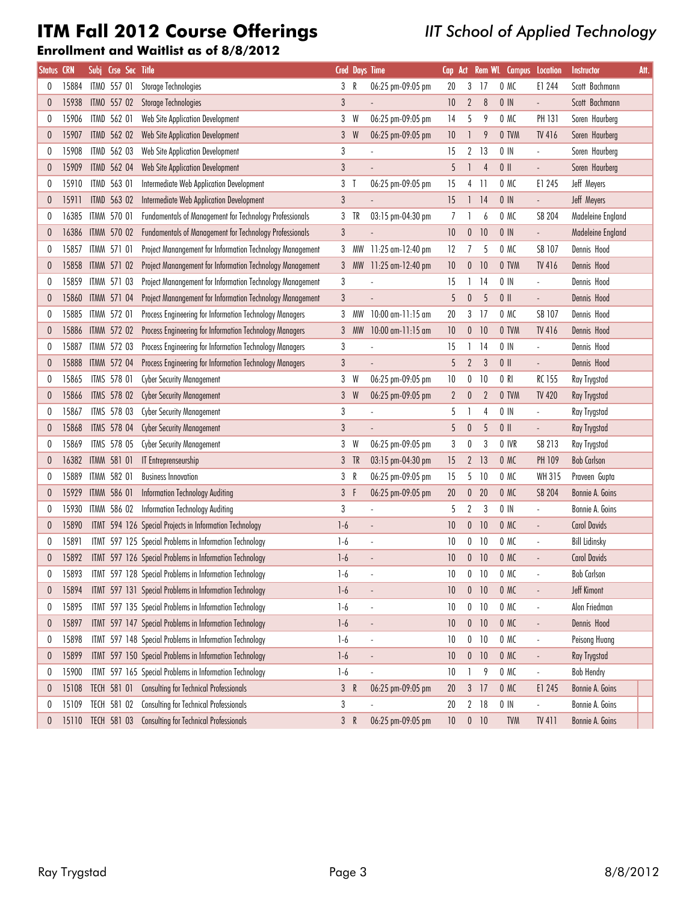# ITM Fall 2012 Course Offerings

*IIT School of Applied Technology*

## Enrollment and Waitlist as of 8/8/2012

| Status | CRN | Subj | Crse | Sec | Title | Cred | Days | Time | Cap | Act | Rem | WL | Campus | Location | Instructor | Att. |
|---|---|---|---|---|---|---|---|---|---|---|---|---|---|---|---|---|
| 0 | 15884 | ITMO | 557 | 01 | Storage Technologies | 3 | R | 06:25 pm-09:05 pm | 20 | 3 | 17 | 0 | MC | E1 244 | Scott Bachmann | |
| 0 | 15938 | ITMO | 557 | 02 | Storage Technologies | 3 | | - | 10 | 2 | 8 | 0 | IN | - | Scott Bachmann | |
| 0 | 15906 | ITMD | 562 | 01 | Web Site Application Development | 3 | W | 06:25 pm-09:05 pm | 14 | 5 | 9 | 0 | MC | PH 131 | Soren Haurberg | |
| 0 | 15907 | ITMD | 562 | 02 | Web Site Application Development | 3 | W | 06:25 pm-09:05 pm | 10 | 1 | 9 | 0 | TVM | TV 416 | Soren Haurberg | |
| 0 | 15908 | ITMD | 562 | 03 | Web Site Application Development | 3 | | - | 15 | 2 | 13 | 0 | IN | - | Soren Haurberg | |
| 0 | 15909 | ITMD | 562 | 04 | Web Site Application Development | 3 | | - | 5 | 1 | 4 | 0 | II | - | Soren Haurberg | |
| 0 | 15910 | ITMD | 563 | 01 | Intermediate Web Application Development | 3 | T | 06:25 pm-09:05 pm | 15 | 4 | 11 | 0 | MC | E1 245 | Jeff Meyers | |
| 0 | 15911 | ITMD | 563 | 02 | Intermediate Web Application Development | 3 | | - | 15 | 1 | 14 | 0 | IN | - | Jeff Meyers | |
| 0 | 16385 | ITMM | 570 | 01 | Fundamentals of Management for Technology Professionals | 3 | TR | 03:15 pm-04:30 pm | 7 | 1 | 6 | 0 | MC | SB 204 | Madeleine England | |
| 0 | 16386 | ITMM | 570 | 02 | Fundamentals of Management for Technology Professionals | 3 | | - | 10 | 0 | 10 | 0 | IN | - | Madeleine England | |
| 0 | 15857 | ITMM | 571 | 01 | Project Manangement for Information Technology Management | 3 | MW | 11:25 am-12:40 pm | 12 | 7 | 5 | 0 | MC | SB 107 | Dennis Hood | |
| 0 | 15858 | ITMM | 571 | 02 | Project Manangement for Information Technology Management | 3 | MW | 11:25 am-12:40 pm | 10 | 0 | 10 | 0 | TVM | TV 416 | Dennis Hood | |
| 0 | 15859 | ITMM | 571 | 03 | Project Manangement for Information Technology Management | 3 | | - | 15 | 1 | 14 | 0 | IN | - | Dennis Hood | |
| 0 | 15860 | ITMM | 571 | 04 | Project Manangement for Information Technology Management | 3 | | - | 5 | 0 | 5 | 0 | II | - | Dennis Hood | |
| 0 | 15885 | ITMM | 572 | 01 | Process Engineering for Information Technology Managers | 3 | MW | 10:00 am-11:15 am | 20 | 3 | 17 | 0 | MC | SB 107 | Dennis Hood | |
| 0 | 15886 | ITMM | 572 | 02 | Process Engineering for Information Technology Managers | 3 | MW | 10:00 am-11:15 am | 10 | 0 | 10 | 0 | TVM | TV 416 | Dennis Hood | |
| 0 | 15887 | ITMM | 572 | 03 | Process Engineering for Information Technology Managers | 3 | | - | 15 | 1 | 14 | 0 | IN | - | Dennis Hood | |
| 0 | 15888 | ITMM | 572 | 04 | Process Engineering for Information Technology Managers | 3 | | - | 5 | 2 | 3 | 0 | II | - | Dennis Hood | |
| 0 | 15865 | ITMS | 578 | 01 | Cyber Security Management | 3 | W | 06:25 pm-09:05 pm | 10 | 0 | 10 | 0 | RI | RC 155 | Ray Trygstad | |
| 0 | 15866 | ITMS | 578 | 02 | Cyber Security Management | 3 | W | 06:25 pm-09:05 pm | 2 | 0 | 2 | 0 | TVM | TV 420 | Ray Trygstad | |
| 0 | 15867 | ITMS | 578 | 03 | Cyber Security Management | 3 | | - | 5 | 1 | 4 | 0 | IN | - | Ray Trygstad | |
| 0 | 15868 | ITMS | 578 | 04 | Cyber Security Management | 3 | | - | 5 | 0 | 5 | 0 | II | - | Ray Trygstad | |
| 0 | 15869 | ITMS | 578 | 05 | Cyber Security Management | 3 | W | 06:25 pm-09:05 pm | 3 | 0 | 3 | 0 | IVR | SB 213 | Ray Trygstad | |
| 0 | 16382 | ITMM | 581 | 01 | IT Entrepreneurship | 3 | TR | 03:15 pm-04:30 pm | 15 | 2 | 13 | 0 | MC | PH 109 | Bob Carlson | |
| 0 | 15889 | ITMM | 582 | 01 | Business Innovation | 3 | R | 06:25 pm-09:05 pm | 15 | 5 | 10 | 0 | MC | WH 315 | Praveen Gupta | |
| 0 | 15929 | ITMM | 586 | 01 | Information Technology Auditing | 3 | F | 06:25 pm-09:05 pm | 20 | 0 | 20 | 0 | MC | SB 204 | Bonnie A. Goins | |
| 0 | 15930 | ITMM | 586 | 02 | Information Technology Auditing | 3 | | - | 5 | 2 | 3 | 0 | IN | - | Bonnie A. Goins | |
| 0 | 15890 | ITMT | 594 | 126 | Special Projects in Information Technology | 1-6 | | - | 10 | 0 | 10 | 0 | MC | - | Carol Davids | |
| 0 | 15891 | ITMT | 597 | 125 | Special Problems in Information Technology | 1-6 | | - | 10 | 0 | 10 | 0 | MC | - | Bill Lidinsky | |
| 0 | 15892 | ITMT | 597 | 126 | Special Problems in Information Technology | 1-6 | | - | 10 | 0 | 10 | 0 | MC | - | Carol Davids | |
| 0 | 15893 | ITMT | 597 | 128 | Special Problems in Information Technology | 1-6 | | - | 10 | 0 | 10 | 0 | MC | - | Bob Carlson | |
| 0 | 15894 | ITMT | 597 | 131 | Special Problems in Information Technology | 1-6 | | - | 10 | 0 | 10 | 0 | MC | - | Jeff Kimont | |
| 0 | 15895 | ITMT | 597 | 135 | Special Problems in Information Technology | 1-6 | | - | 10 | 0 | 10 | 0 | MC | - | Alon Friedman | |
| 0 | 15897 | ITMT | 597 | 147 | Special Problems in Information Technology | 1-6 | | - | 10 | 0 | 10 | 0 | MC | - | Dennis Hood | |
| 0 | 15898 | ITMT | 597 | 148 | Special Problems in Information Technology | 1-6 | | - | 10 | 0 | 10 | 0 | MC | - | Peisong Huang | |
| 0 | 15899 | ITMT | 597 | 150 | Special Problems in Information Technology | 1-6 | | - | 10 | 0 | 10 | 0 | MC | - | Ray Trygstad | |
| 0 | 15900 | ITMT | 597 | 165 | Special Problems in Information Technology | 1-6 | | - | 10 | 1 | 9 | 0 | MC | - | Bob Hendry | |
| 0 | 15108 | TECH | 581 | 01 | Consulting for Technical Professionals | 3 | R | 06:25 pm-09:05 pm | 20 | 3 | 17 | 0 | MC | E1 245 | Bonnie A. Goins | |
| 0 | 15109 | TECH | 581 | 02 | Consulting for Technical Professionals | 3 | | - | 20 | 2 | 18 | 0 | IN | - | Bonnie A. Goins | |
| 0 | 15110 | TECH | 581 | 03 | Consulting for Technical Professionals | 3 | R | 06:25 pm-09:05 pm | 10 | 0 | 10 | | TVM | TV 411 | Bonnie A. Goins | |